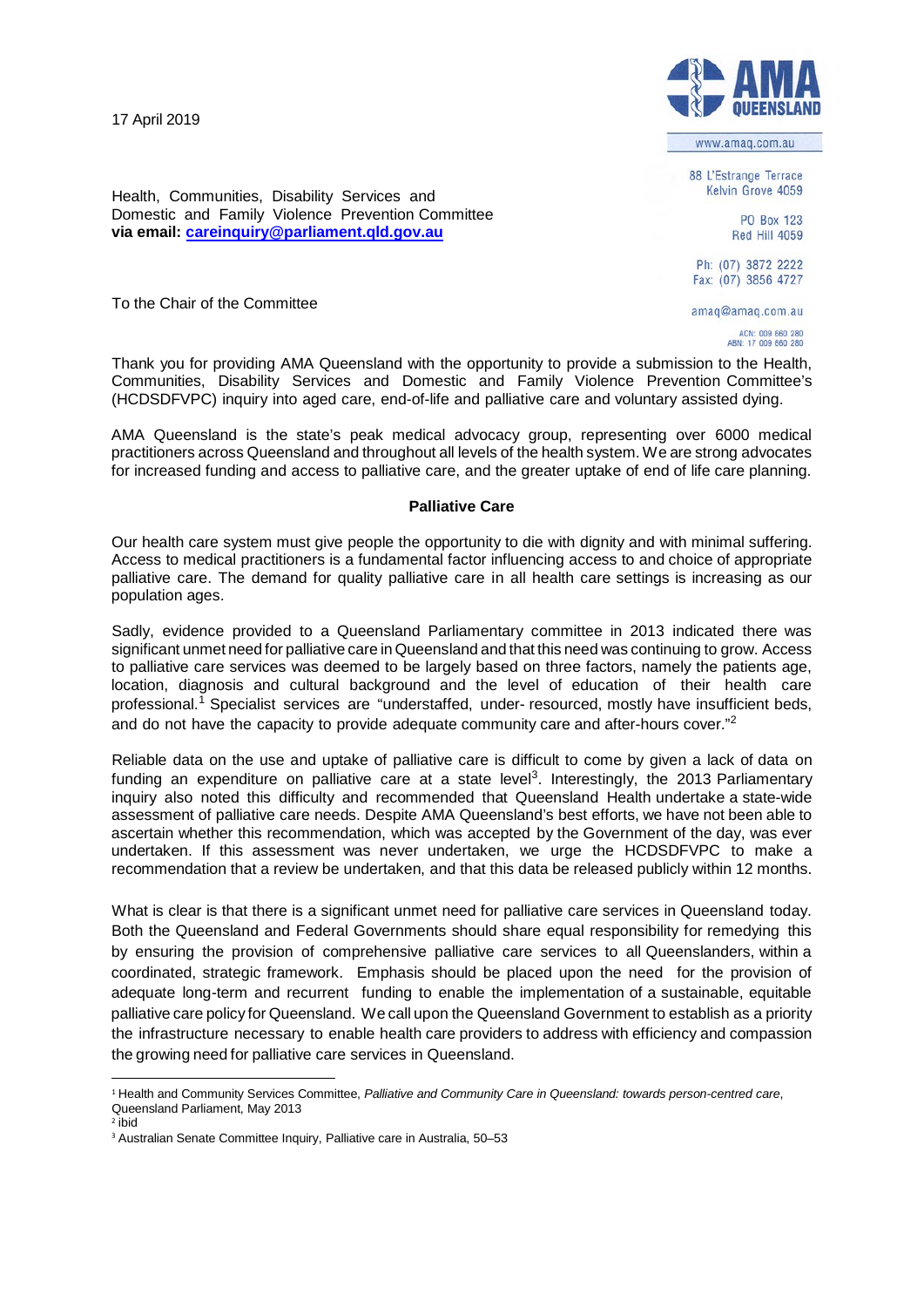17 April 2019

AMA QUEENSLAND

www.amaq.com.au

88 L'Estrange Terrace
Kelvin Grove 4059

PO Box 123
Red Hill 4059

Ph: (07) 3872 2222
Fax: (07) 3856 4727

amaq@amaq.com.au

ACN: 009 660 280
ABN: 17 009 660 280

Health, Communities, Disability Services and Domestic and Family Violence Prevention Committee
**via email: careinquiry@parliament.qld.gov.au**

To the Chair of the Committee

Thank you for providing AMA Queensland with the opportunity to provide a submission to the Health, Communities, Disability Services and Domestic and Family Violence Prevention Committee's (HCDSDFVPC) inquiry into aged care, end-of-life and palliative care and voluntary assisted dying.

AMA Queensland is the state's peak medical advocacy group, representing over 6000 medical practitioners across Queensland and throughout all levels of the health system. We are strong advocates for increased funding and access to palliative care, and the greater uptake of end of life care planning.

**Palliative Care**

Our health care system must give people the opportunity to die with dignity and with minimal suffering. Access to medical practitioners is a fundamental factor influencing access to and choice of appropriate palliative care. The demand for quality palliative care in all health care settings is increasing as our population ages.

Sadly, evidence provided to a Queensland Parliamentary committee in 2013 indicated there was significant unmet need for palliative care in Queensland and that this need was continuing to grow. Access to palliative care services was deemed to be largely based on three factors, namely the patients age, location, diagnosis and cultural background and the level of education of their health care professional.[1] Specialist services are "understaffed, under- resourced, mostly have insufficient beds, and do not have the capacity to provide adequate community care and after-hours cover."[2]

Reliable data on the use and uptake of palliative care is difficult to come by given a lack of data on funding an expenditure on palliative care at a state level[3]. Interestingly, the 2013 Parliamentary inquiry also noted this difficulty and recommended that Queensland Health undertake a state-wide assessment of palliative care needs. Despite AMA Queensland's best efforts, we have not been able to ascertain whether this recommendation, which was accepted by the Government of the day, was ever undertaken. If this assessment was never undertaken, we urge the HCDSDFVPC to make a recommendation that a review be undertaken, and that this data be released publicly within 12 months.

What is clear is that there is a significant unmet need for palliative care services in Queensland today. Both the Queensland and Federal Governments should share equal responsibility for remedying this by ensuring the provision of comprehensive palliative care services to all Queenslanders, within a coordinated, strategic framework. Emphasis should be placed upon the need for the provision of adequate long-term and recurrent funding to enable the implementation of a sustainable, equitable palliative care policy for Queensland. We call upon the Queensland Government to establish as a priority the infrastructure necessary to enable health care providers to address with efficiency and compassion the growing need for palliative care services in Queensland.

---

[1] Health and Community Services Committee, *Palliative and Community Care in Queensland: towards person-centred care*, Queensland Parliament, May 2013

[2] ibid

[3] Australian Senate Committee Inquiry, Palliative care in Australia, 50–53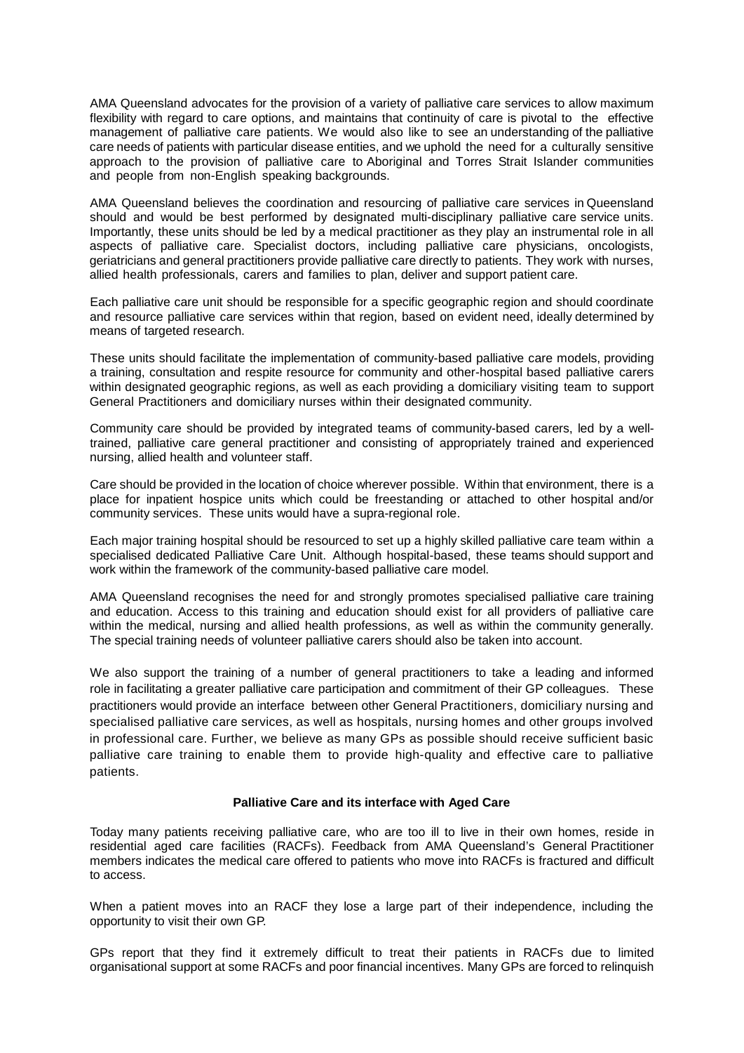AMA Queensland advocates for the provision of a variety of palliative care services to allow maximum flexibility with regard to care options, and maintains that continuity of care is pivotal to the effective management of palliative care patients. We would also like to see an understanding of the palliative care needs of patients with particular disease entities, and we uphold the need for a culturally sensitive approach to the provision of palliative care to Aboriginal and Torres Strait Islander communities and people from non-English speaking backgrounds.

AMA Queensland believes the coordination and resourcing of palliative care services in Queensland should and would be best performed by designated multi-disciplinary palliative care service units. Importantly, these units should be led by a medical practitioner as they play an instrumental role in all aspects of palliative care. Specialist doctors, including palliative care physicians, oncologists, geriatricians and general practitioners provide palliative care directly to patients. They work with nurses, allied health professionals, carers and families to plan, deliver and support patient care.

Each palliative care unit should be responsible for a specific geographic region and should coordinate and resource palliative care services within that region, based on evident need, ideally determined by means of targeted research.

These units should facilitate the implementation of community-based palliative care models, providing a training, consultation and respite resource for community and other-hospital based palliative carers within designated geographic regions, as well as each providing a domiciliary visiting team to support General Practitioners and domiciliary nurses within their designated community.

Community care should be provided by integrated teams of community-based carers, led by a well-trained, palliative care general practitioner and consisting of appropriately trained and experienced nursing, allied health and volunteer staff.

Care should be provided in the location of choice wherever possible. Within that environment, there is a place for inpatient hospice units which could be freestanding or attached to other hospital and/or community services. These units would have a supra-regional role.

Each major training hospital should be resourced to set up a highly skilled palliative care team within a specialised dedicated Palliative Care Unit. Although hospital-based, these teams should support and work within the framework of the community-based palliative care model.

AMA Queensland recognises the need for and strongly promotes specialised palliative care training and education. Access to this training and education should exist for all providers of palliative care within the medical, nursing and allied health professions, as well as within the community generally. The special training needs of volunteer palliative carers should also be taken into account.

We also support the training of a number of general practitioners to take a leading and informed role in facilitating a greater palliative care participation and commitment of their GP colleagues. These practitioners would provide an interface between other General Practitioners, domiciliary nursing and specialised palliative care services, as well as hospitals, nursing homes and other groups involved in professional care. Further, we believe as many GPs as possible should receive sufficient basic palliative care training to enable them to provide high-quality and effective care to palliative patients.

**Palliative Care and its interface with Aged Care**

Today many patients receiving palliative care, who are too ill to live in their own homes, reside in residential aged care facilities (RACFs). Feedback from AMA Queensland's General Practitioner members indicates the medical care offered to patients who move into RACFs is fractured and difficult to access.

When a patient moves into an RACF they lose a large part of their independence, including the opportunity to visit their own GP.

GPs report that they find it extremely difficult to treat their patients in RACFs due to limited organisational support at some RACFs and poor financial incentives. Many GPs are forced to relinquish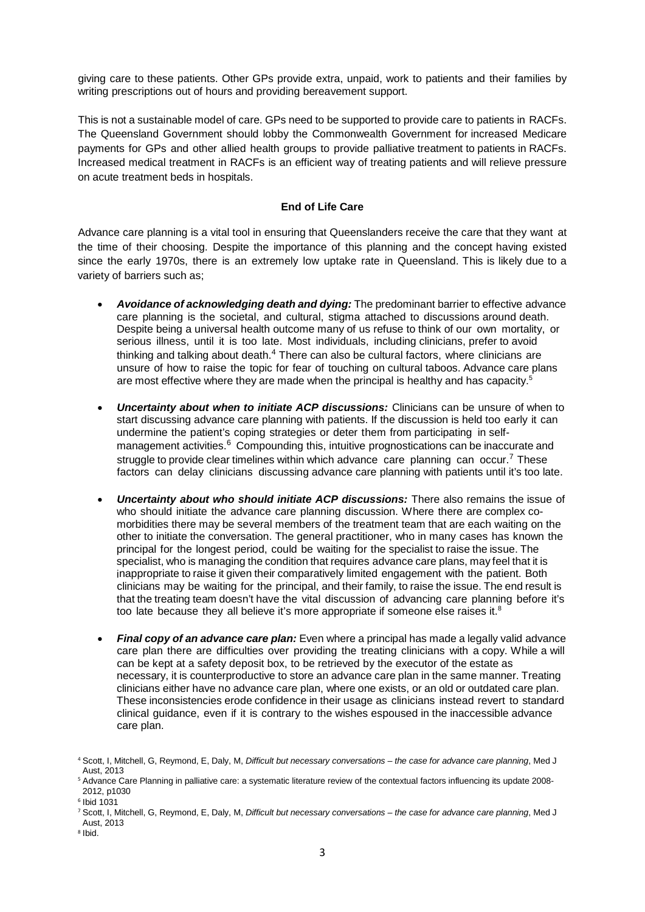giving care to these patients. Other GPs provide extra, unpaid, work to patients and their families by writing prescriptions out of hours and providing bereavement support.

This is not a sustainable model of care. GPs need to be supported to provide care to patients in RACFs. The Queensland Government should lobby the Commonwealth Government for increased Medicare payments for GPs and other allied health groups to provide palliative treatment to patients in RACFs. Increased medical treatment in RACFs is an efficient way of treating patients and will relieve pressure on acute treatment beds in hospitals.

## End of Life Care

Advance care planning is a vital tool in ensuring that Queenslanders receive the care that they want at the time of their choosing. Despite the importance of this planning and the concept having existed since the early 1970s, there is an extremely low uptake rate in Queensland. This is likely due to a variety of barriers such as;

- ***Avoidance of acknowledging death and dying:*** The predominant barrier to effective advance care planning is the societal, and cultural, stigma attached to discussions around death. Despite being a universal health outcome many of us refuse to think of our own mortality, or serious illness, until it is too late. Most individuals, including clinicians, prefer to avoid thinking and talking about death.[4] There can also be cultural factors, where clinicians are unsure of how to raise the topic for fear of touching on cultural taboos. Advance care plans are most effective where they are made when the principal is healthy and has capacity.[5]

- ***Uncertainty about when to initiate ACP discussions:*** Clinicians can be unsure of when to start discussing advance care planning with patients. If the discussion is held too early it can undermine the patient's coping strategies or deter them from participating in self-management activities.[6] Compounding this, intuitive prognostications can be inaccurate and struggle to provide clear timelines within which advance care planning can occur.[7] These factors can delay clinicians discussing advance care planning with patients until it's too late.

- ***Uncertainty about who should initiate ACP discussions:*** There also remains the issue of who should initiate the advance care planning discussion. Where there are complex co-morbidities there may be several members of the treatment team that are each waiting on the other to initiate the conversation. The general practitioner, who in many cases has known the principal for the longest period, could be waiting for the specialist to raise the issue. The specialist, who is managing the condition that requires advance care plans, may feel that it is inappropriate to raise it given their comparatively limited engagement with the patient. Both clinicians may be waiting for the principal, and their family, to raise the issue. The end result is that the treating team doesn't have the vital discussion of advancing care planning before it's too late because they all believe it's more appropriate if someone else raises it.[8]

- ***Final copy of an advance care plan:*** Even where a principal has made a legally valid advance care plan there are difficulties over providing the treating clinicians with a copy. While a will can be kept at a safety deposit box, to be retrieved by the executor of the estate as necessary, it is counterproductive to store an advance care plan in the same manner. Treating clinicians either have no advance care plan, where one exists, or an old or outdated care plan. These inconsistencies erode confidence in their usage as clinicians instead revert to standard clinical guidance, even if it is contrary to the wishes espoused in the inaccessible advance care plan.

---

[4] Scott, I, Mitchell, G, Reymond, E, Daly, M, *Difficult but necessary conversations – the case for advance care planning*, Med J Aust, 2013

[5] Advance Care Planning in palliative care: a systematic literature review of the contextual factors influencing its update 2008-2012, p1030

[6] Ibid 1031

[7] Scott, I, Mitchell, G, Reymond, E, Daly, M, *Difficult but necessary conversations – the case for advance care planning*, Med J Aust, 2013

[8] Ibid.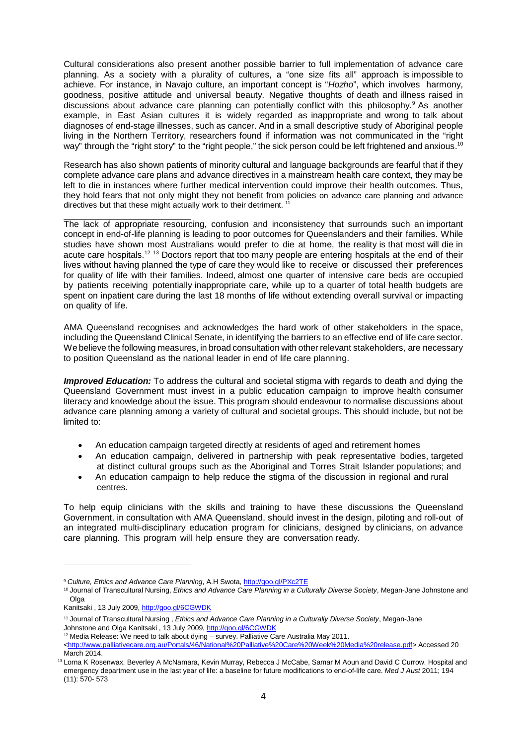Cultural considerations also present another possible barrier to full implementation of advance care planning. As a society with a plurality of cultures, a "one size fits all" approach is impossible to achieve. For instance, in Navajo culture, an important concept is "*Hozho*", which involves harmony, goodness, positive attitude and universal beauty. Negative thoughts of death and illness raised in discussions about advance care planning can potentially conflict with this philosophy.[9] As another example, in East Asian cultures it is widely regarded as inappropriate and wrong to talk about diagnoses of end-stage illnesses, such as cancer. And in a small descriptive study of Aboriginal people living in the Northern Territory, researchers found if information was not communicated in the "right way" through the "right story" to the "right people," the sick person could be left frightened and anxious.[10]

Research has also shown patients of minority cultural and language backgrounds are fearful that if they complete advance care plans and advance directives in a mainstream health care context, they may be left to die in instances where further medical intervention could improve their health outcomes. Thus, they hold fears that not only might they not benefit from policies on advance care planning and advance directives but that these might actually work to their detriment.[11]

The lack of appropriate resourcing, confusion and inconsistency that surrounds such an important concept in end-of-life planning is leading to poor outcomes for Queenslanders and their families. While studies have shown most Australians would prefer to die at home, the reality is that most will die in acute care hospitals.[12] [13] Doctors report that too many people are entering hospitals at the end of their lives without having planned the type of care they would like to receive or discussed their preferences for quality of life with their families. Indeed, almost one quarter of intensive care beds are occupied by patients receiving potentially inappropriate care, while up to a quarter of total health budgets are spent on inpatient care during the last 18 months of life without extending overall survival or impacting on quality of life.

AMA Queensland recognises and acknowledges the hard work of other stakeholders in the space, including the Queensland Clinical Senate, in identifying the barriers to an effective end of life care sector. We believe the following measures, in broad consultation with other relevant stakeholders, are necessary to position Queensland as the national leader in end of life care planning.

***Improved Education:*** To address the cultural and societal stigma with regards to death and dying the Queensland Government must invest in a public education campaign to improve health consumer literacy and knowledge about the issue. This program should endeavour to normalise discussions about advance care planning among a variety of cultural and societal groups. This should include, but not be limited to:

- An education campaign targeted directly at residents of aged and retirement homes
- An education campaign, delivered in partnership with peak representative bodies, targeted at distinct cultural groups such as the Aboriginal and Torres Strait Islander populations; and
- An education campaign to help reduce the stigma of the discussion in regional and rural centres.

To help equip clinicians with the skills and training to have these discussions the Queensland Government, in consultation with AMA Queensland, should invest in the design, piloting and roll-out of an integrated multi-disciplinary education program for clinicians, designed by clinicians, on advance care planning. This program will help ensure they are conversation ready.

---

[9] *Culture, Ethics and Advance Care Planning*, A.H Swota, http://goo.gl/PXc2TE

[10] Journal of Transcultural Nursing, *Ethics and Advance Care Planning in a Culturally Diverse Society*, Megan-Jane Johnstone and Olga Kanitsaki , 13 July 2009, http://goo.gl/6CGWDK

[11] Journal of Transcultural Nursing , *Ethics and Advance Care Planning in a Culturally Diverse Society*, Megan-Jane Johnstone and Olga Kanitsaki , 13 July 2009, http://goo.gl/6CGWDK

[12] Media Release: We need to talk about dying – survey. Palliative Care Australia May 2011. <http://www.palliativecare.org.au/Portals/46/National%20Palliative%20Care%20Week%20Media%20release.pdf> Accessed 20 March 2014.

[13] Lorna K Rosenwax, Beverley A McNamara, Kevin Murray, Rebecca J McCabe, Samar M Aoun and David C Currow. Hospital and emergency department use in the last year of life: a baseline for future modifications to end-of-life care. *Med J Aust* 2011; 194 (11): 570- 573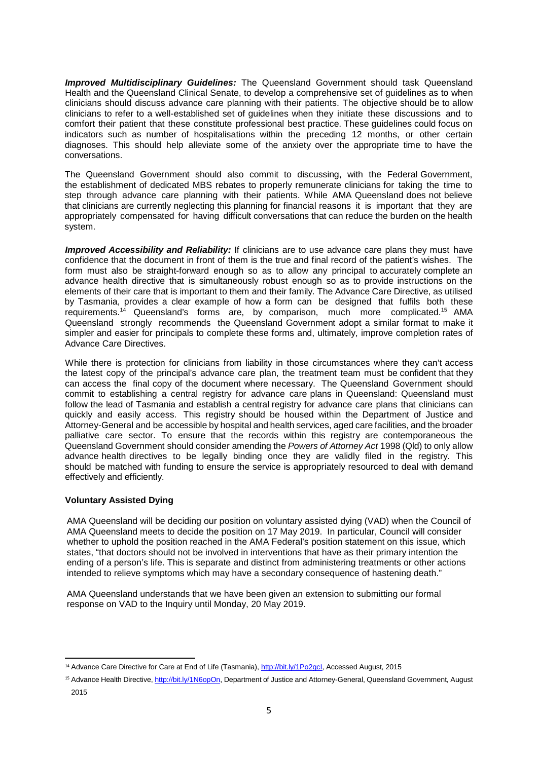***Improved Multidisciplinary Guidelines:*** The Queensland Government should task Queensland Health and the Queensland Clinical Senate, to develop a comprehensive set of guidelines as to when clinicians should discuss advance care planning with their patients. The objective should be to allow clinicians to refer to a well-established set of guidelines when they initiate these discussions and to comfort their patient that these constitute professional best practice. These guidelines could focus on indicators such as number of hospitalisations within the preceding 12 months, or other certain diagnoses. This should help alleviate some of the anxiety over the appropriate time to have the conversations.

The Queensland Government should also commit to discussing, with the Federal Government, the establishment of dedicated MBS rebates to properly remunerate clinicians for taking the time to step through advance care planning with their patients. While AMA Queensland does not believe that clinicians are currently neglecting this planning for financial reasons it is important that they are appropriately compensated for having difficult conversations that can reduce the burden on the health system.

***Improved Accessibility and Reliability:*** If clinicians are to use advance care plans they must have confidence that the document in front of them is the true and final record of the patient's wishes. The form must also be straight-forward enough so as to allow any principal to accurately complete an advance health directive that is simultaneously robust enough so as to provide instructions on the elements of their care that is important to them and their family. The Advance Care Directive, as utilised by Tasmania, provides a clear example of how a form can be designed that fulfils both these requirements.[14] Queensland's forms are, by comparison, much more complicated.[15] AMA Queensland strongly recommends the Queensland Government adopt a similar format to make it simpler and easier for principals to complete these forms and, ultimately, improve completion rates of Advance Care Directives.

While there is protection for clinicians from liability in those circumstances where they can't access the latest copy of the principal's advance care plan, the treatment team must be confident that they can access the final copy of the document where necessary. The Queensland Government should commit to establishing a central registry for advance care plans in Queensland: Queensland must follow the lead of Tasmania and establish a central registry for advance care plans that clinicians can quickly and easily access. This registry should be housed within the Department of Justice and Attorney-General and be accessible by hospital and health services, aged care facilities, and the broader palliative care sector. To ensure that the records within this registry are contemporaneous the Queensland Government should consider amending the *Powers of Attorney Act* 1998 (Qld) to only allow advance health directives to be legally binding once they are validly filed in the registry. This should be matched with funding to ensure the service is appropriately resourced to deal with demand effectively and efficiently.

**Voluntary Assisted Dying**

AMA Queensland will be deciding our position on voluntary assisted dying (VAD) when the Council of AMA Queensland meets to decide the position on 17 May 2019. In particular, Council will consider whether to uphold the position reached in the AMA Federal's position statement on this issue, which states, "that doctors should not be involved in interventions that have as their primary intention the ending of a person's life. This is separate and distinct from administering treatments or other actions intended to relieve symptoms which may have a secondary consequence of hastening death."

AMA Queensland understands that we have been given an extension to submitting our formal response on VAD to the Inquiry until Monday, 20 May 2019.

---

[14] Advance Care Directive for Care at End of Life (Tasmania), http://bit.ly/1Po2gcI, Accessed August, 2015

[15] Advance Health Directive, http://bit.ly/1N6opOn, Department of Justice and Attorney-General, Queensland Government, August 2015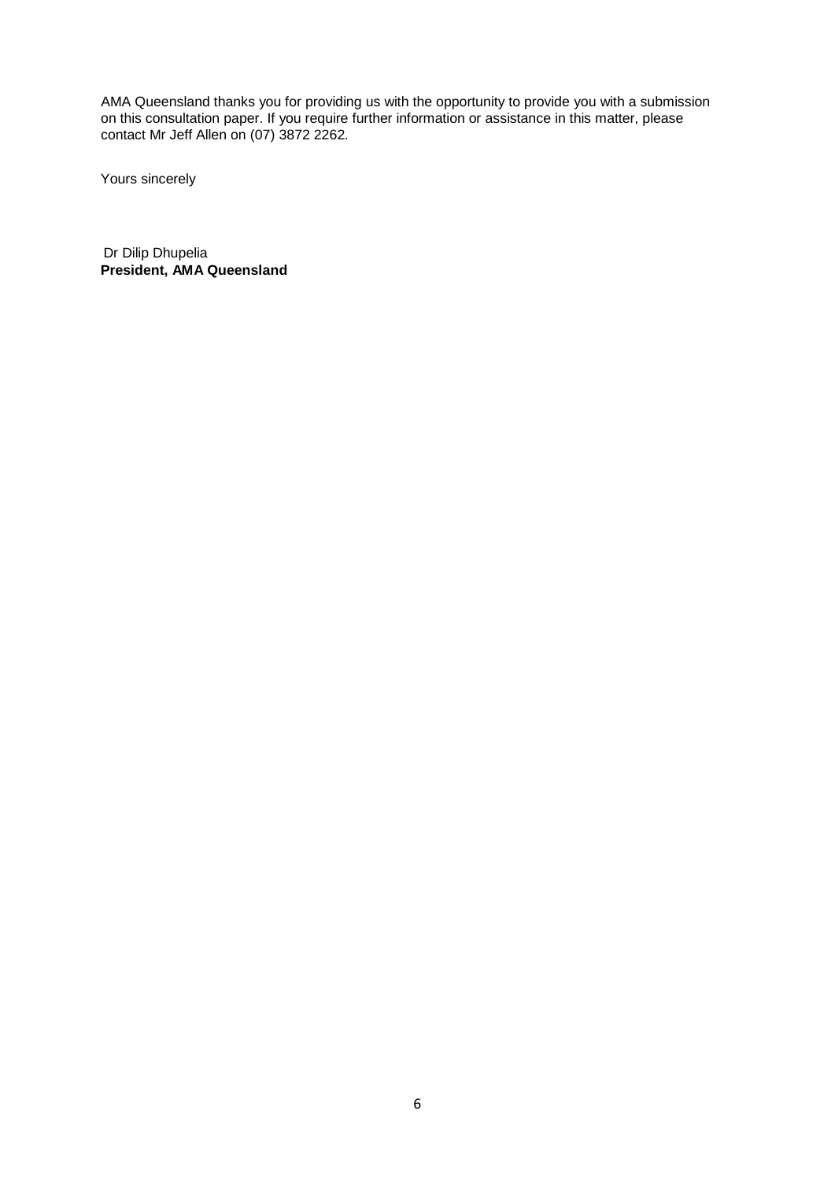AMA Queensland thanks you for providing us with the opportunity to provide you with a submission on this consultation paper. If you require further information or assistance in this matter, please contact Mr Jeff Allen on (07) 3872 2262.

Yours sincerely

Dr Dilip Dhupelia
**President, AMA Queensland**